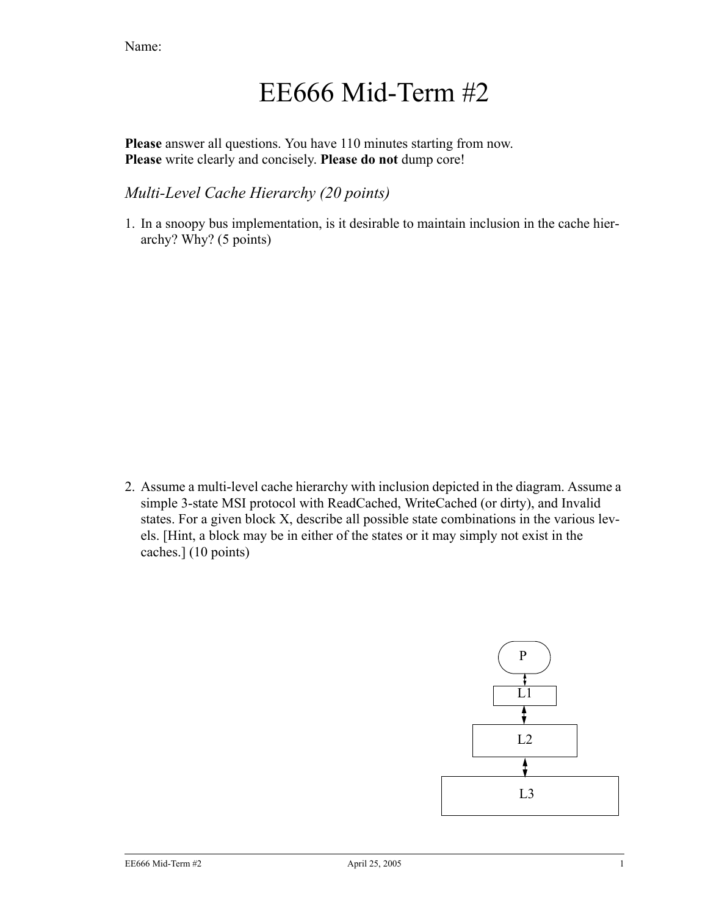Name:

# EE666 Mid-Term #2

**Please** answer all questions. You have 110 minutes starting from now.
**Please** write clearly and concisely. **Please do not** dump core!

## *Multi-Level Cache Hierarchy (20 points)*

1. In a snoopy bus implementation, is it desirable to maintain inclusion in the cache hierarchy? Why? (5 points)

2. Assume a multi-level cache hierarchy with inclusion depicted in the diagram. Assume a simple 3-state MSI protocol with ReadCached, WriteCached (or dirty), and Invalid states. For a given block X, describe all possible state combinations in the various levels. [Hint, a block may be in either of the states or it may simply not exist in the caches.] (10 points)

P

L1

L2

L3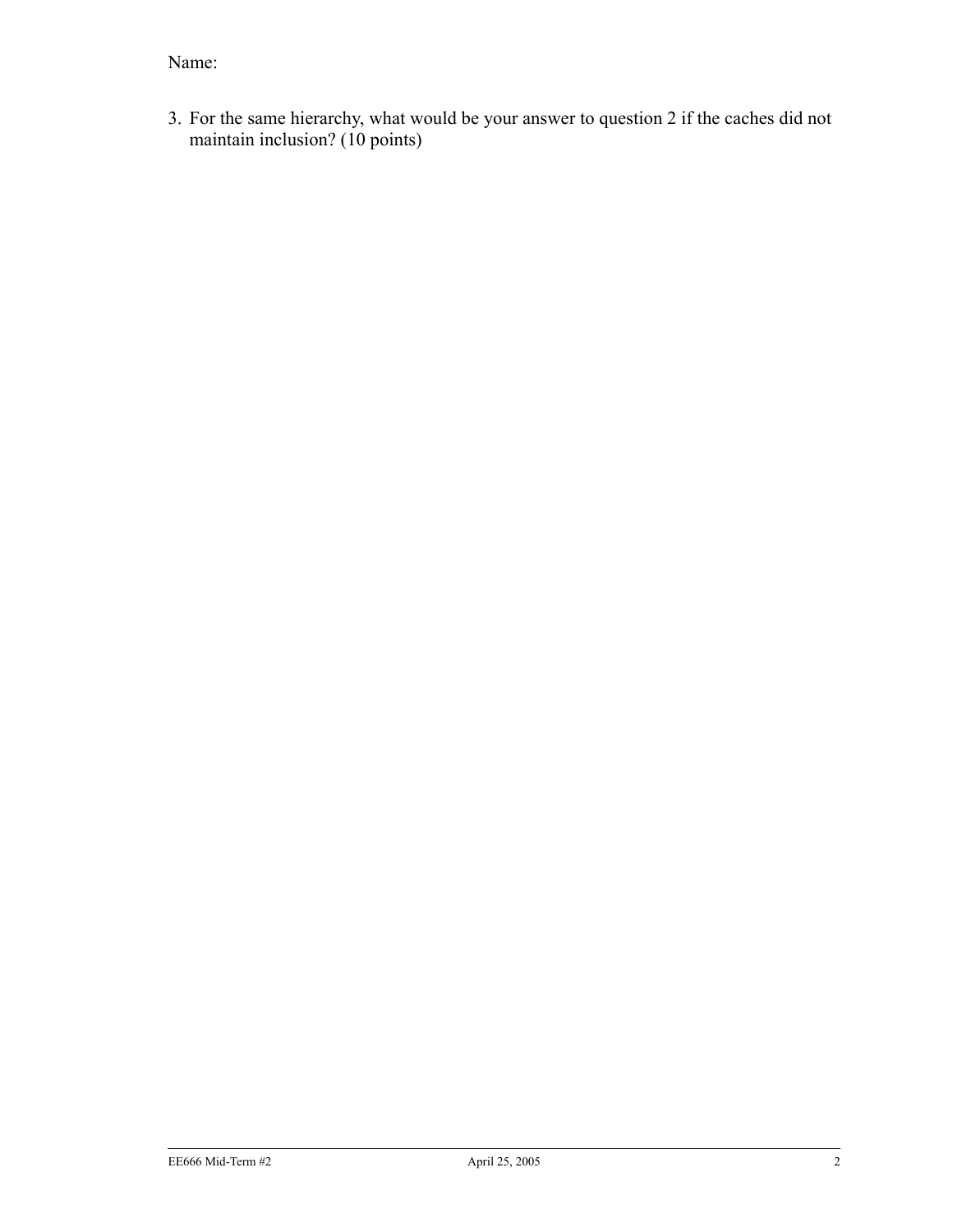Name:

3. For the same hierarchy, what would be your answer to question 2 if the caches did not maintain inclusion? (10 points)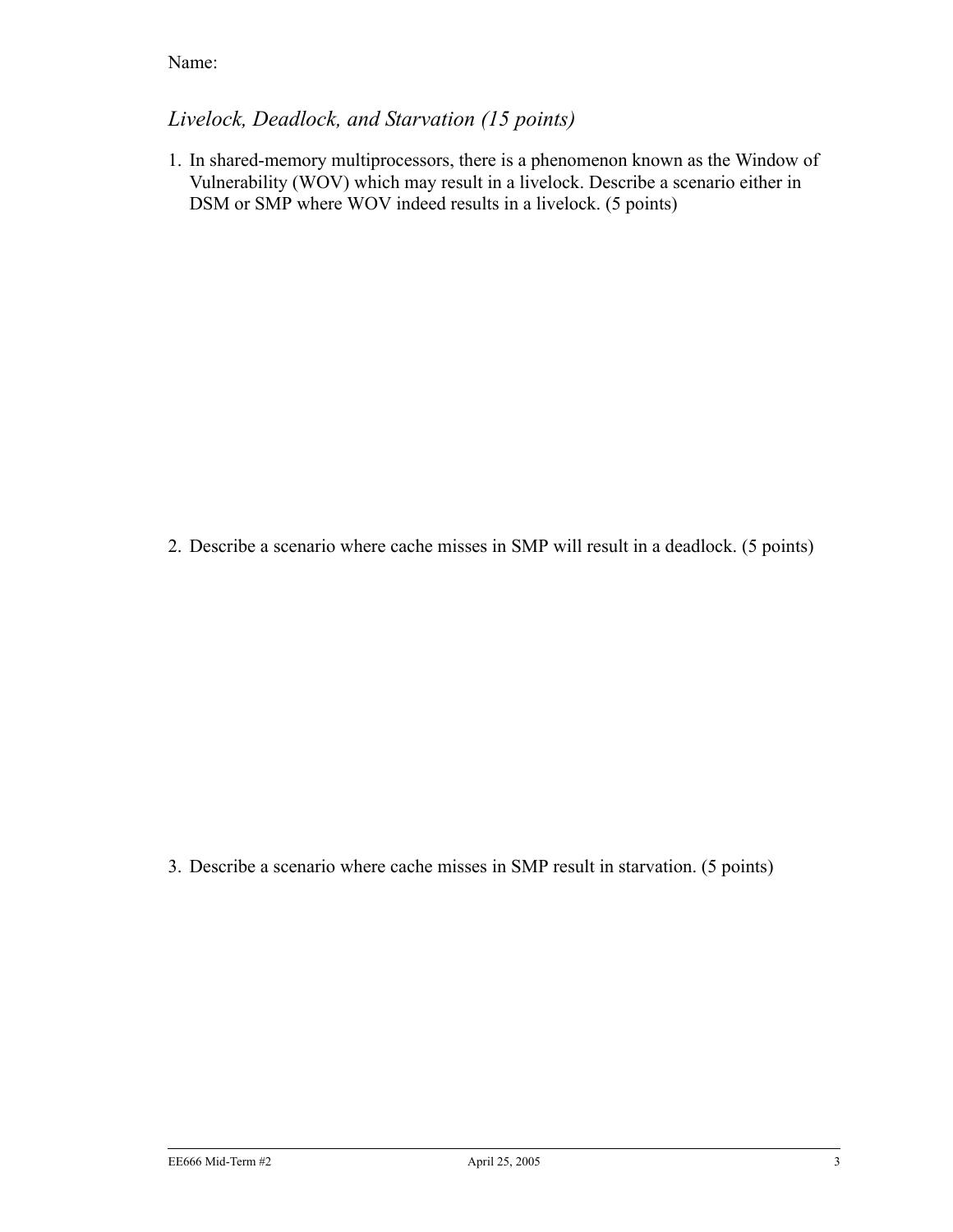Name:

*Livelock, Deadlock, and Starvation (15 points)*

1. In shared-memory multiprocessors, there is a phenomenon known as the Window of Vulnerability (WOV) which may result in a livelock. Describe a scenario either in DSM or SMP where WOV indeed results in a livelock. (5 points)

2. Describe a scenario where cache misses in SMP will result in a deadlock. (5 points)

3. Describe a scenario where cache misses in SMP result in starvation. (5 points)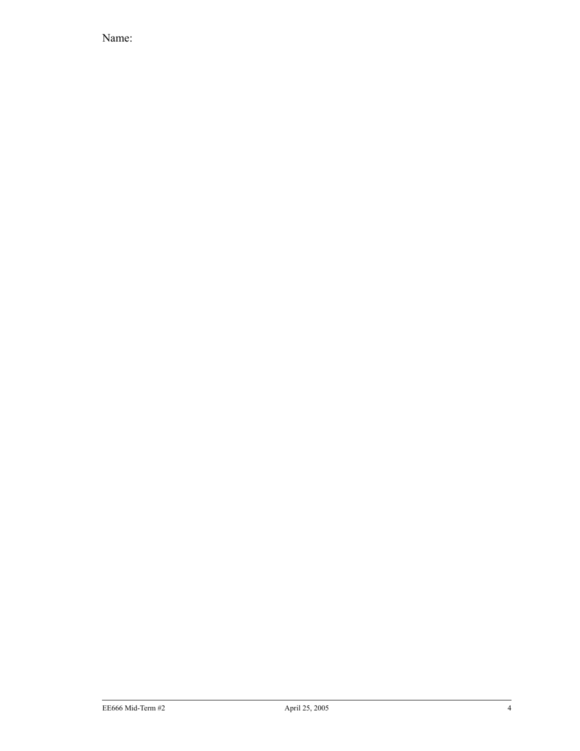Name: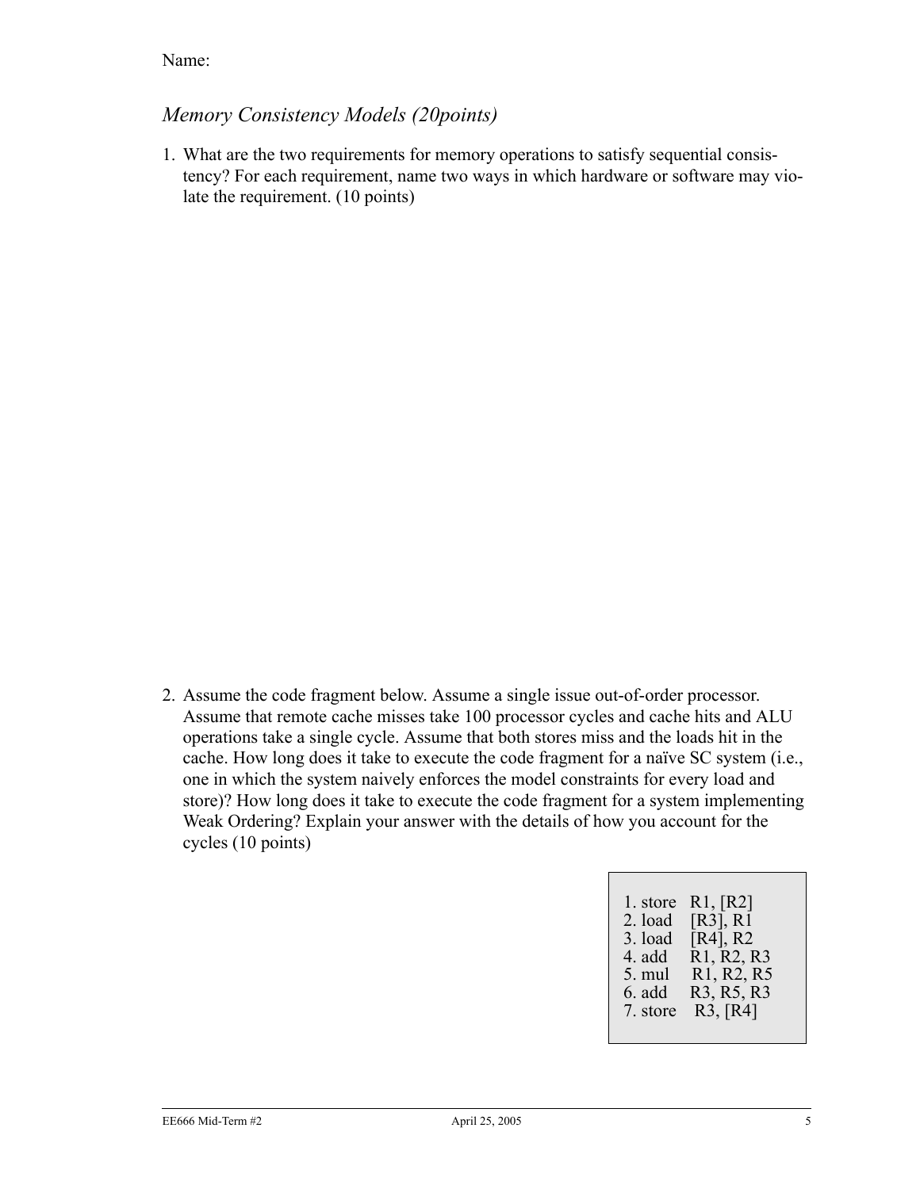Name:

## *Memory Consistency Models (20points)*

1. What are the two requirements for memory operations to satisfy sequential consistency? For each requirement, name two ways in which hardware or software may violate the requirement. (10 points)

2. Assume the code fragment below. Assume a single issue out-of-order processor. Assume that remote cache misses take 100 processor cycles and cache hits and ALU operations take a single cycle. Assume that both stores miss and the loads hit in the cache. How long does it take to execute the code fragment for a naïve SC system (i.e., one in which the system naively enforces the model constraints for every load and store)? How long does it take to execute the code fragment for a system implementing Weak Ordering? Explain your answer with the details of how you account for the cycles (10 points)

```
1. store   R1, [R2]
2. load    [R3], R1
3. load    [R4], R2
4. add     R1, R2, R3
5. mul     R1, R2, R5
6. add     R3, R5, R3
7. store   R3, [R4]
```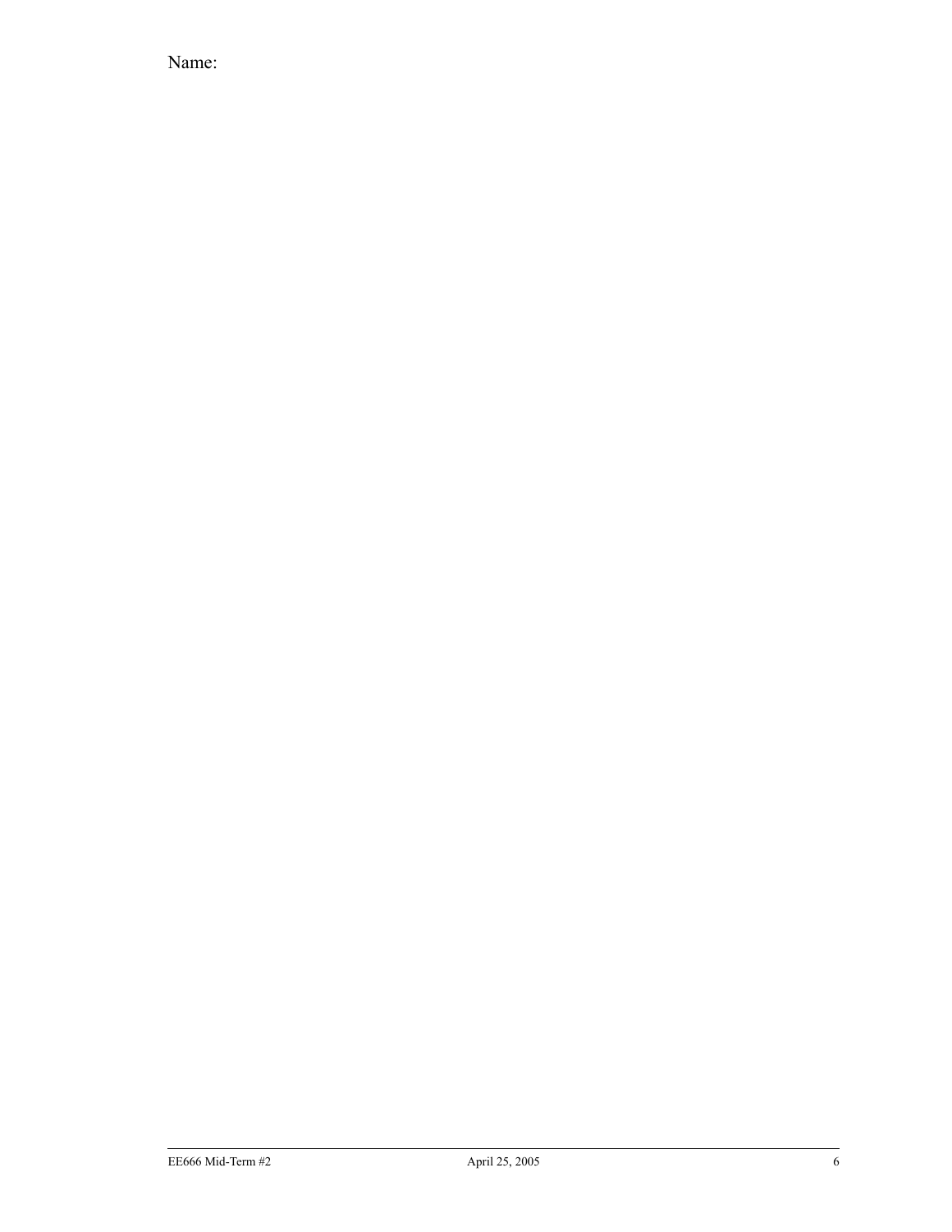Name: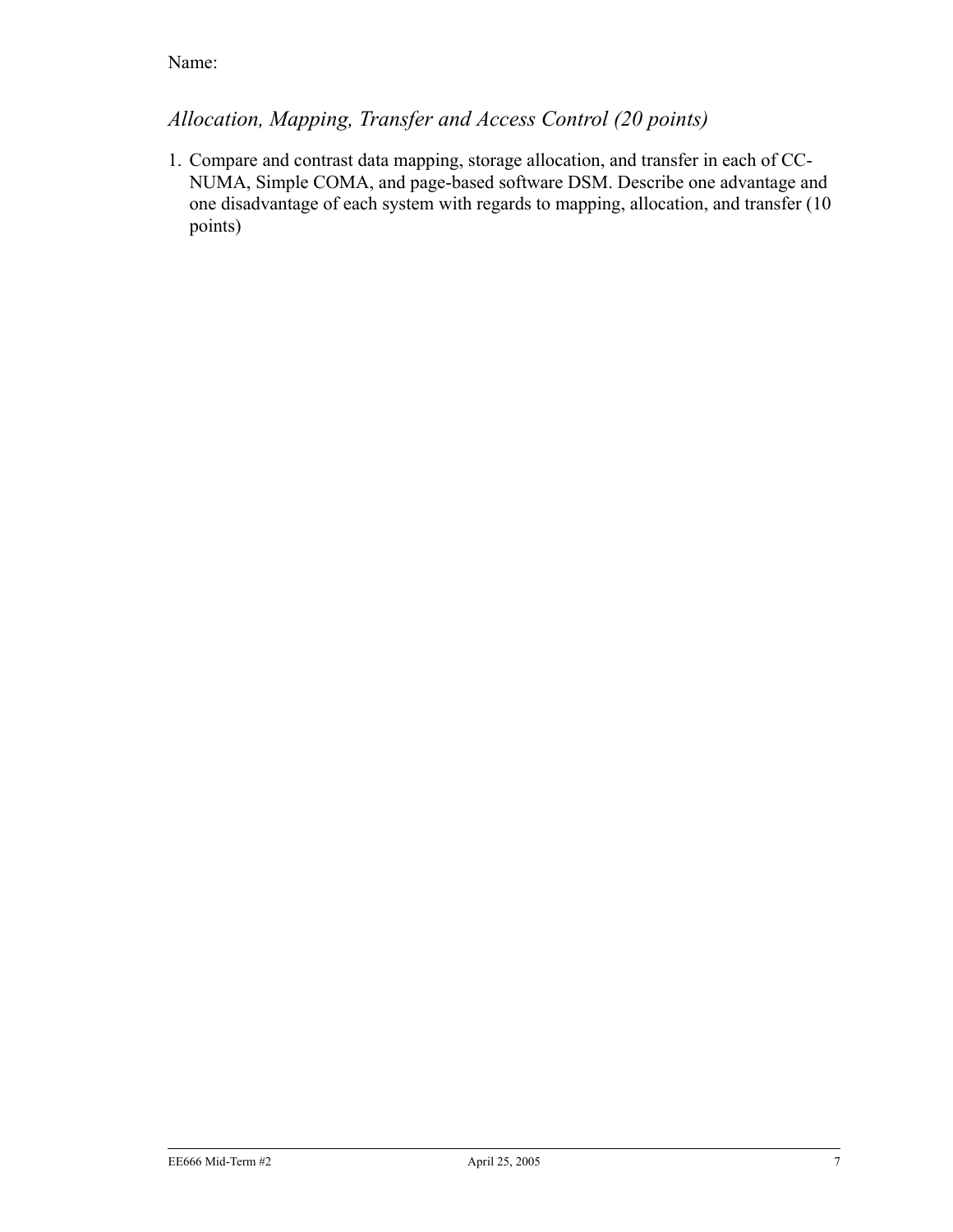Name:

## *Allocation, Mapping, Transfer and Access Control (20 points)*

1. Compare and contrast data mapping, storage allocation, and transfer in each of CC-NUMA, Simple COMA, and page-based software DSM. Describe one advantage and one disadvantage of each system with regards to mapping, allocation, and transfer (10 points)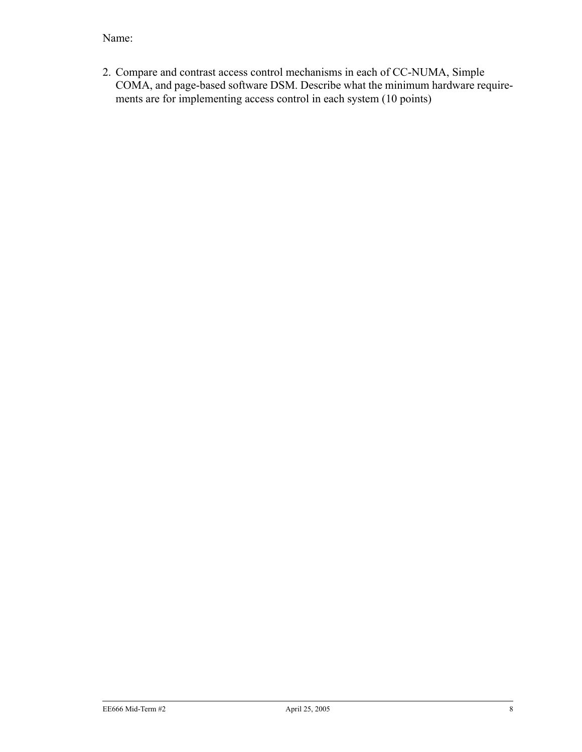Name:

2. Compare and contrast access control mechanisms in each of CC-NUMA, Simple COMA, and page-based software DSM. Describe what the minimum hardware requirements are for implementing access control in each system (10 points)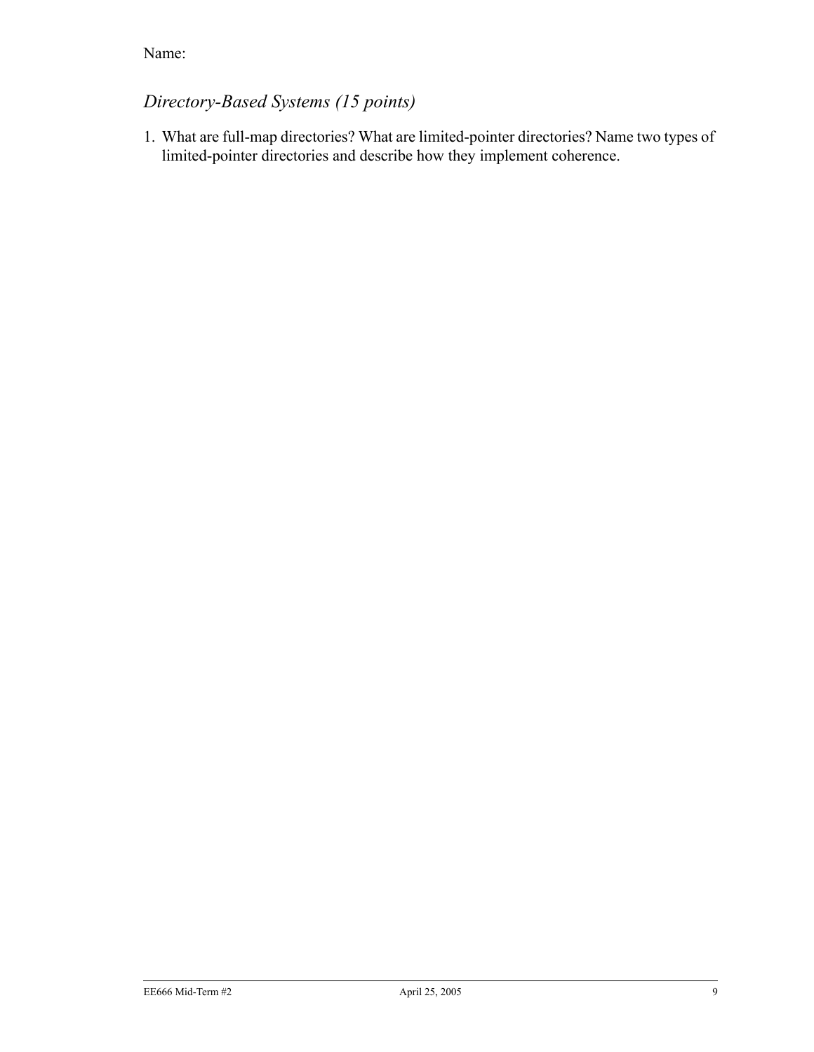Name:

## *Directory-Based Systems (15 points)*

1. What are full-map directories? What are limited-pointer directories? Name two types of limited-pointer directories and describe how they implement coherence.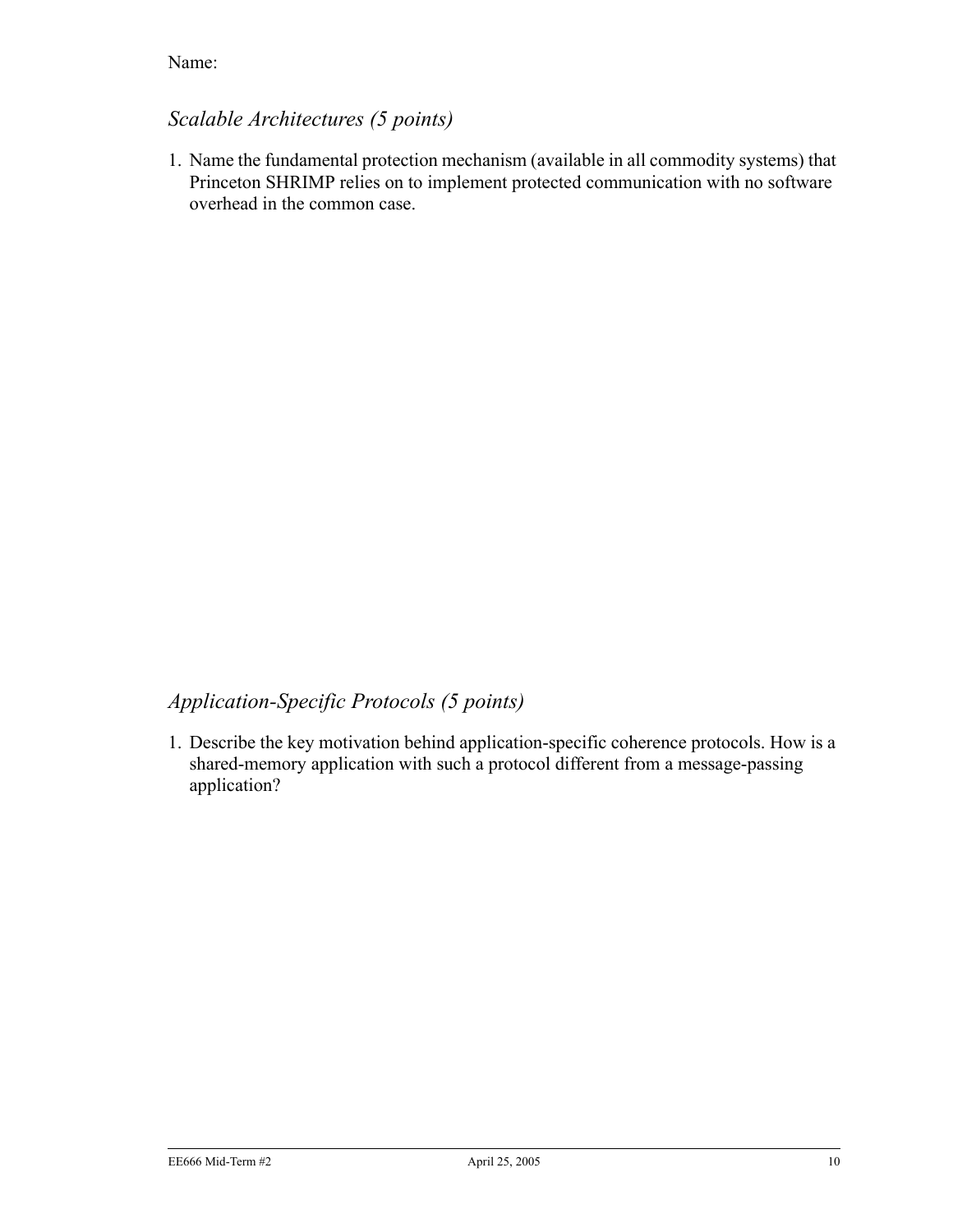Name:

## *Scalable Architectures (5 points)*

1. Name the fundamental protection mechanism (available in all commodity systems) that Princeton SHRIMP relies on to implement protected communication with no software overhead in the common case.

## *Application-Specific Protocols (5 points)*

1. Describe the key motivation behind application-specific coherence protocols. How is a shared-memory application with such a protocol different from a message-passing application?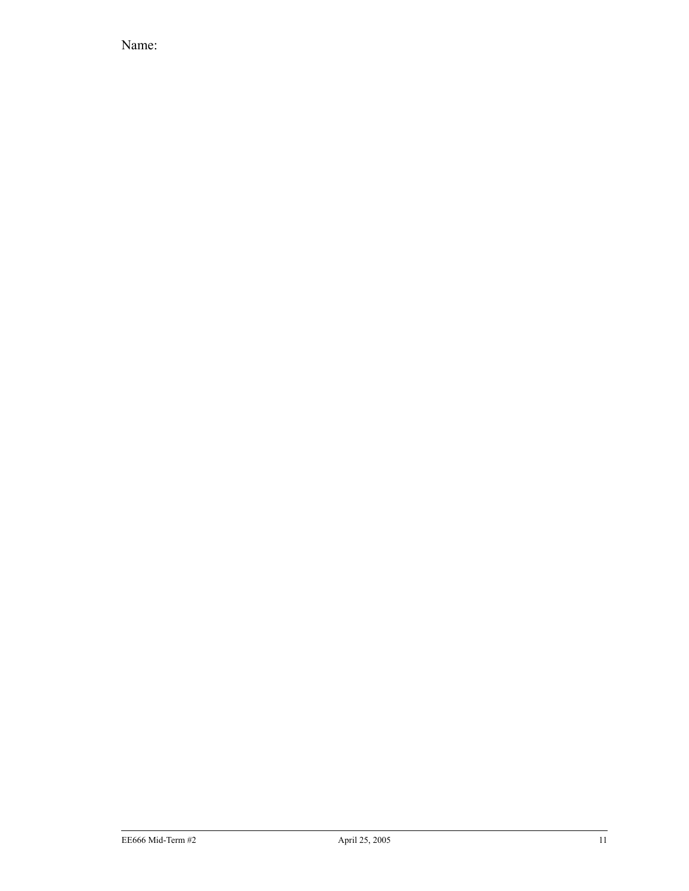Name: